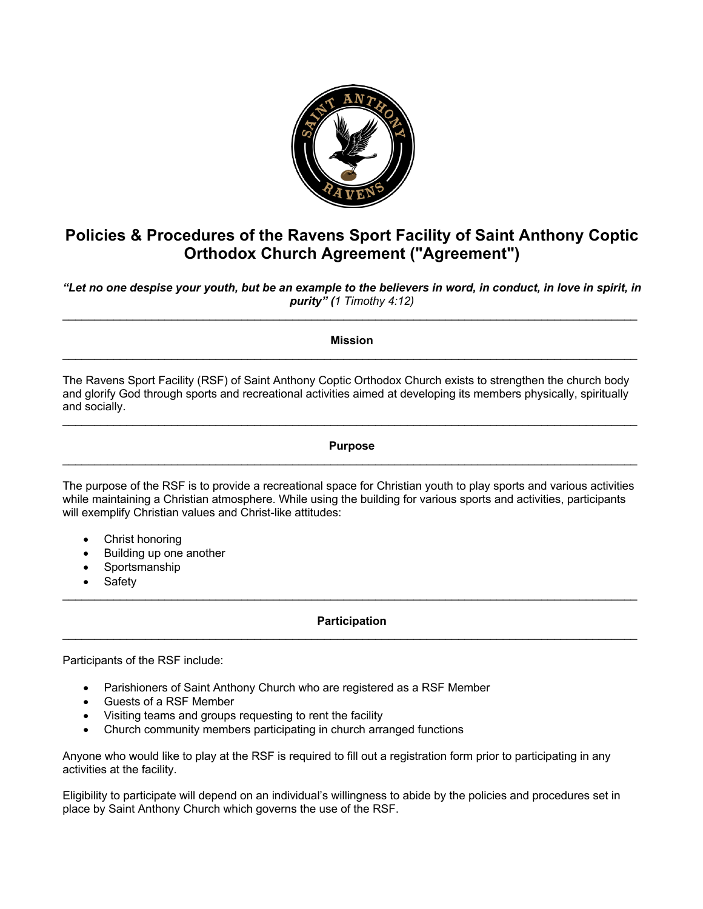# Policies & Procedures of the Ravens Sport Facility of Saint Anthony Coptic Orthodox Church Agreement ("Agreement")

***"Let no one despise your youth, but be an example to the believers in word, in conduct, in love in spirit, in purity" (****1 Timothy 4:12)*

---

## Mission

---

The Ravens Sport Facility (RSF) of Saint Anthony Coptic Orthodox Church exists to strengthen the church body and glorify God through sports and recreational activities aimed at developing its members physically, spiritually and socially.

---

## Purpose

---

The purpose of the RSF is to provide a recreational space for Christian youth to play sports and various activities while maintaining a Christian atmosphere. While using the building for various sports and activities, participants will exemplify Christian values and Christ-like attitudes:

- Christ honoring
- Building up one another
- Sportsmanship
- Safety

---

## Participation

---

Participants of the RSF include:

- Parishioners of Saint Anthony Church who are registered as a RSF Member
- Guests of a RSF Member
- Visiting teams and groups requesting to rent the facility
- Church community members participating in church arranged functions

Anyone who would like to play at the RSF is required to fill out a registration form prior to participating in any activities at the facility.

Eligibility to participate will depend on an individual's willingness to abide by the policies and procedures set in place by Saint Anthony Church which governs the use of the RSF.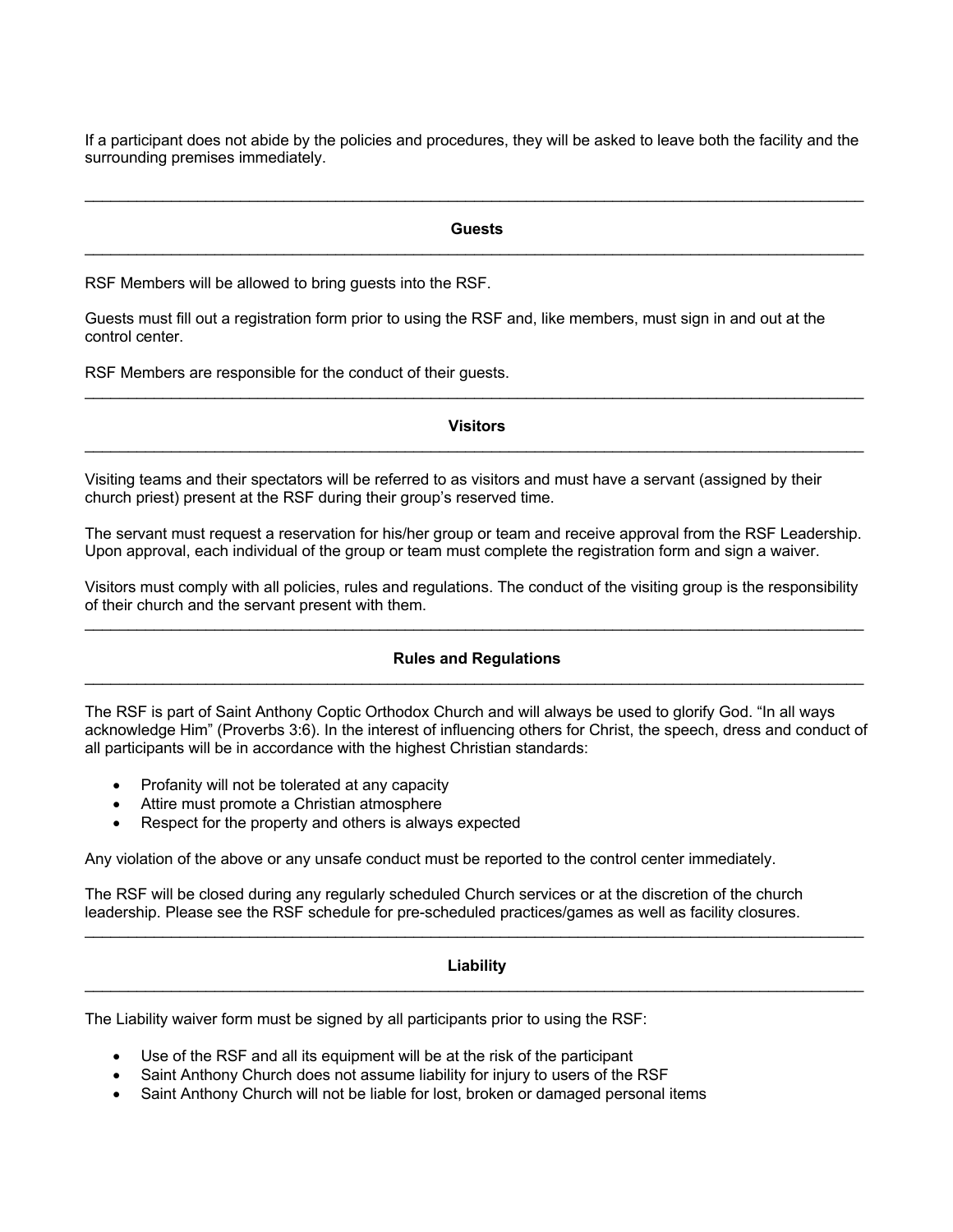If a participant does not abide by the policies and procedures, they will be asked to leave both the facility and the surrounding premises immediately.

---

## Guests

---

RSF Members will be allowed to bring guests into the RSF.

Guests must fill out a registration form prior to using the RSF and, like members, must sign in and out at the control center.

RSF Members are responsible for the conduct of their guests.

---

## Visitors

---

Visiting teams and their spectators will be referred to as visitors and must have a servant (assigned by their church priest) present at the RSF during their group's reserved time.

The servant must request a reservation for his/her group or team and receive approval from the RSF Leadership. Upon approval, each individual of the group or team must complete the registration form and sign a waiver.

Visitors must comply with all policies, rules and regulations. The conduct of the visiting group is the responsibility of their church and the servant present with them.

---

## Rules and Regulations

---

The RSF is part of Saint Anthony Coptic Orthodox Church and will always be used to glorify God. "In all ways acknowledge Him" (Proverbs 3:6). In the interest of influencing others for Christ, the speech, dress and conduct of all participants will be in accordance with the highest Christian standards:

- Profanity will not be tolerated at any capacity
- Attire must promote a Christian atmosphere
- Respect for the property and others is always expected

Any violation of the above or any unsafe conduct must be reported to the control center immediately.

The RSF will be closed during any regularly scheduled Church services or at the discretion of the church leadership. Please see the RSF schedule for pre-scheduled practices/games as well as facility closures.

---

## Liability

---

The Liability waiver form must be signed by all participants prior to using the RSF:

- Use of the RSF and all its equipment will be at the risk of the participant
- Saint Anthony Church does not assume liability for injury to users of the RSF
- Saint Anthony Church will not be liable for lost, broken or damaged personal items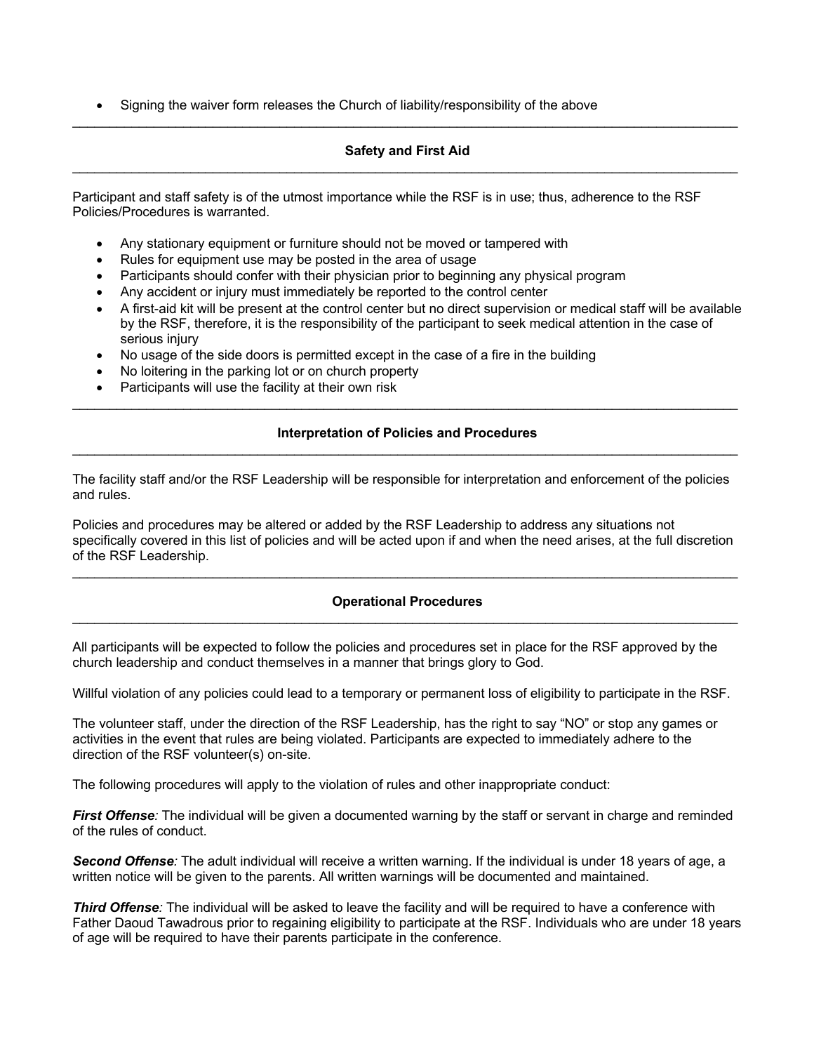- Signing the waiver form releases the Church of liability/responsibility of the above

---

## Safety and First Aid

---

Participant and staff safety is of the utmost importance while the RSF is in use; thus, adherence to the RSF Policies/Procedures is warranted.

- Any stationary equipment or furniture should not be moved or tampered with
- Rules for equipment use may be posted in the area of usage
- Participants should confer with their physician prior to beginning any physical program
- Any accident or injury must immediately be reported to the control center
- A first-aid kit will be present at the control center but no direct supervision or medical staff will be available by the RSF, therefore, it is the responsibility of the participant to seek medical attention in the case of serious injury
- No usage of the side doors is permitted except in the case of a fire in the building
- No loitering in the parking lot or on church property
- Participants will use the facility at their own risk

---

## Interpretation of Policies and Procedures

---

The facility staff and/or the RSF Leadership will be responsible for interpretation and enforcement of the policies and rules.

Policies and procedures may be altered or added by the RSF Leadership to address any situations not specifically covered in this list of policies and will be acted upon if and when the need arises, at the full discretion of the RSF Leadership.

---

## Operational Procedures

---

All participants will be expected to follow the policies and procedures set in place for the RSF approved by the church leadership and conduct themselves in a manner that brings glory to God.

Willful violation of any policies could lead to a temporary or permanent loss of eligibility to participate in the RSF.

The volunteer staff, under the direction of the RSF Leadership, has the right to say "NO" or stop any games or activities in the event that rules are being violated. Participants are expected to immediately adhere to the direction of the RSF volunteer(s) on-site.

The following procedures will apply to the violation of rules and other inappropriate conduct:

***First Offense**:* The individual will be given a documented warning by the staff or servant in charge and reminded of the rules of conduct.

***Second Offense**:* The adult individual will receive a written warning. If the individual is under 18 years of age, a written notice will be given to the parents. All written warnings will be documented and maintained.

***Third Offense**:* The individual will be asked to leave the facility and will be required to have a conference with Father Daoud Tawadrous prior to regaining eligibility to participate at the RSF. Individuals who are under 18 years of age will be required to have their parents participate in the conference.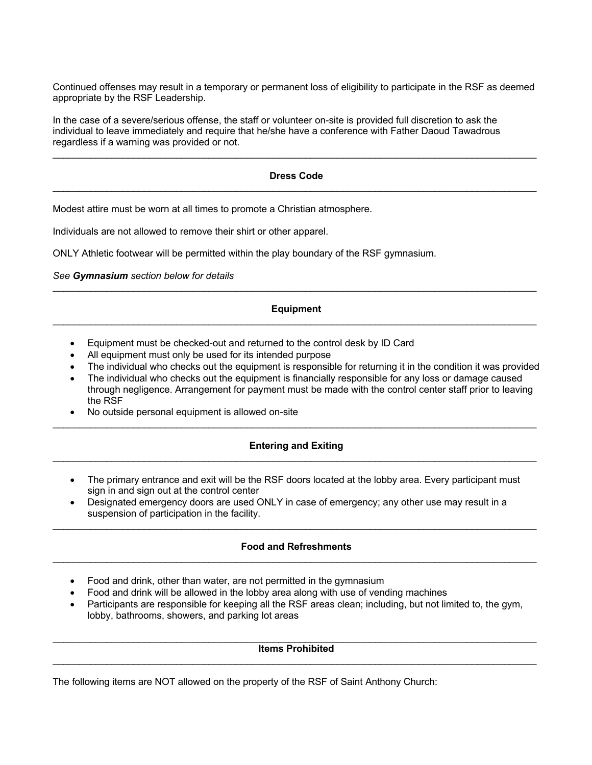Continued offenses may result in a temporary or permanent loss of eligibility to participate in the RSF as deemed appropriate by the RSF Leadership.

In the case of a severe/serious offense, the staff or volunteer on-site is provided full discretion to ask the individual to leave immediately and require that he/she have a conference with Father Daoud Tawadrous regardless if a warning was provided or not.

---

## Dress Code

---

Modest attire must be worn at all times to promote a Christian atmosphere.

Individuals are not allowed to remove their shirt or other apparel.

ONLY Athletic footwear will be permitted within the play boundary of the RSF gymnasium.

*See **Gymnasium** section below for details*

---

## Equipment

---

- Equipment must be checked-out and returned to the control desk by ID Card
- All equipment must only be used for its intended purpose
- The individual who checks out the equipment is responsible for returning it in the condition it was provided
- The individual who checks out the equipment is financially responsible for any loss or damage caused through negligence. Arrangement for payment must be made with the control center staff prior to leaving the RSF
- No outside personal equipment is allowed on-site

---

## Entering and Exiting

---

- The primary entrance and exit will be the RSF doors located at the lobby area. Every participant must sign in and sign out at the control center
- Designated emergency doors are used ONLY in case of emergency; any other use may result in a suspension of participation in the facility.

---

## Food and Refreshments

---

- Food and drink, other than water, are not permitted in the gymnasium
- Food and drink will be allowed in the lobby area along with use of vending machines
- Participants are responsible for keeping all the RSF areas clean; including, but not limited to, the gym, lobby, bathrooms, showers, and parking lot areas

---

## Items Prohibited

---

The following items are NOT allowed on the property of the RSF of Saint Anthony Church: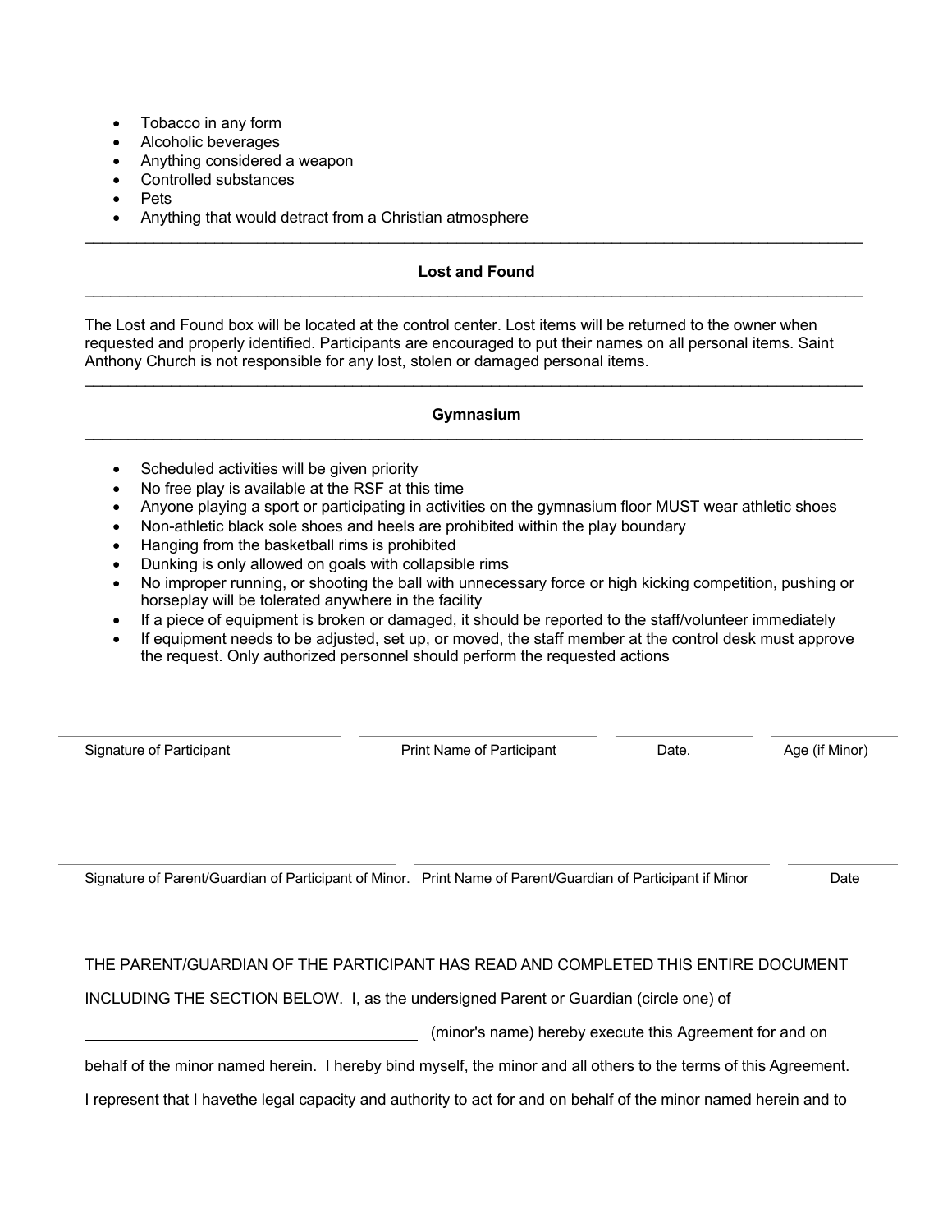- Tobacco in any form
- Alcoholic beverages
- Anything considered a weapon
- Controlled substances
- Pets
- Anything that would detract from a Christian atmosphere

---

### Lost and Found

---

The Lost and Found box will be located at the control center. Lost items will be returned to the owner when requested and properly identified. Participants are encouraged to put their names on all personal items. Saint Anthony Church is not responsible for any lost, stolen or damaged personal items.

---

### Gymnasium

---

- Scheduled activities will be given priority
- No free play is available at the RSF at this time
- Anyone playing a sport or participating in activities on the gymnasium floor MUST wear athletic shoes
- Non-athletic black sole shoes and heels are prohibited within the play boundary
- Hanging from the basketball rims is prohibited
- Dunking is only allowed on goals with collapsible rims
- No improper running, or shooting the ball with unnecessary force or high kicking competition, pushing or horseplay will be tolerated anywhere in the facility
- If a piece of equipment is broken or damaged, it should be reported to the staff/volunteer immediately
- If equipment needs to be adjusted, set up, or moved, the staff member at the control desk must approve the request. Only authorized personnel should perform the requested actions

| Signature of Participant | Print Name of Participant | Date. | Age (if Minor) |
|---|---|---|---|
| | | | |

| Signature of Parent/Guardian of Participant of Minor. | Print Name of Parent/Guardian of Participant if Minor | Date |
|---|---|---|
| | | |

THE PARENT/GUARDIAN OF THE PARTICIPANT HAS READ AND COMPLETED THIS ENTIRE DOCUMENT INCLUDING THE SECTION BELOW. I, as the undersigned Parent or Guardian (circle one) of

________________________________ (minor's name) hereby execute this Agreement for and on behalf of the minor named herein. I hereby bind myself, the minor and all others to the terms of this Agreement. I represent that I havethe legal capacity and authority to act for and on behalf of the minor named herein and to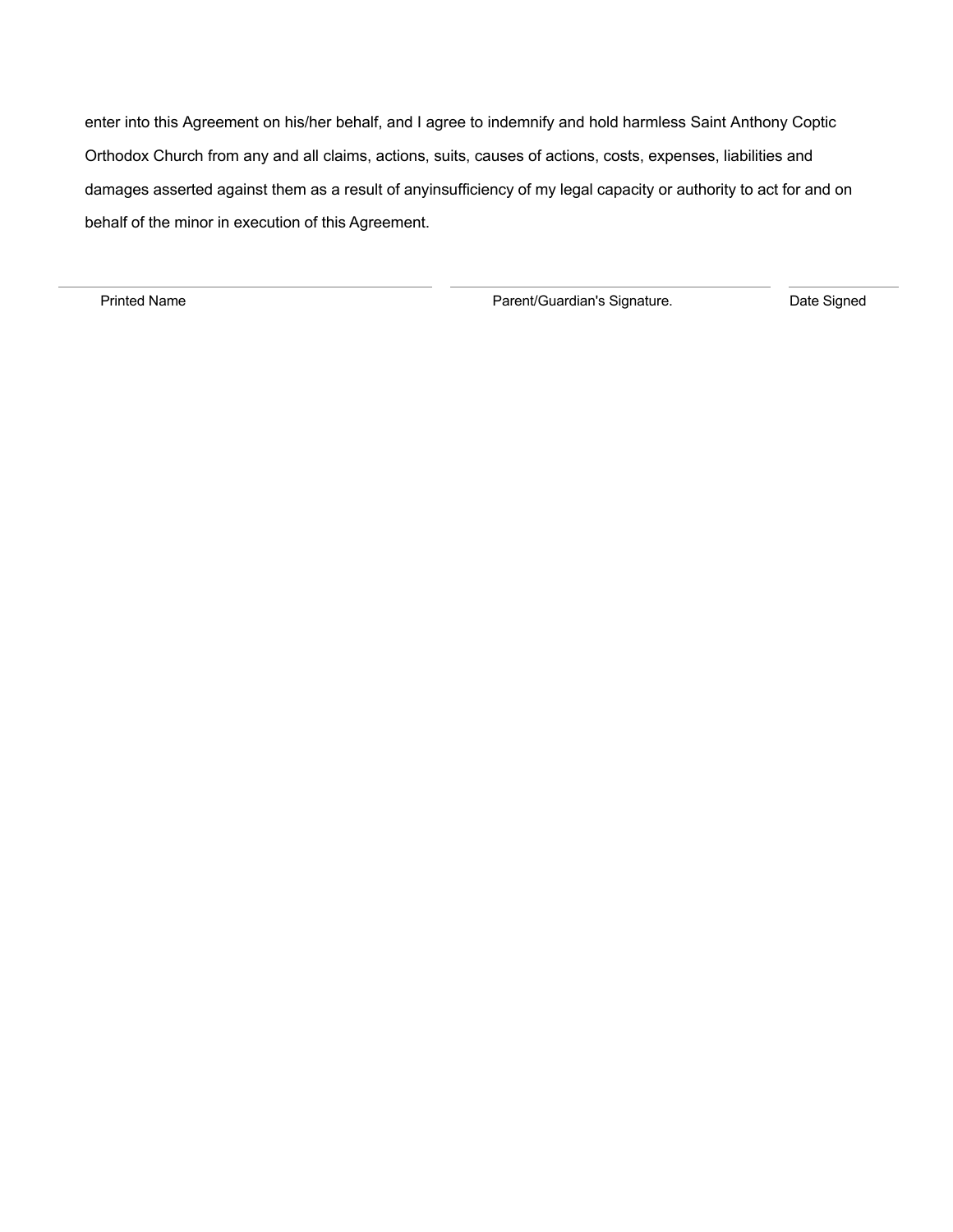enter into this Agreement on his/her behalf, and I agree to indemnify and hold harmless Saint Anthony Coptic Orthodox Church from any and all claims, actions, suits, causes of actions, costs, expenses, liabilities and damages asserted against them as a result of anyinsufficiency of my legal capacity or authority to act for and on behalf of the minor in execution of this Agreement.

| | | |
|---|---|---|
| \_\_\_\_\_\_\_\_\_\_\_\_\_\_\_\_\_\_\_\_ | \_\_\_\_\_\_\_\_\_\_\_\_\_\_\_\_\_\_\_\_ | \_\_\_\_\_\_\_\_\_\_ |
| Printed Name | Parent/Guardian's Signature. | Date Signed |